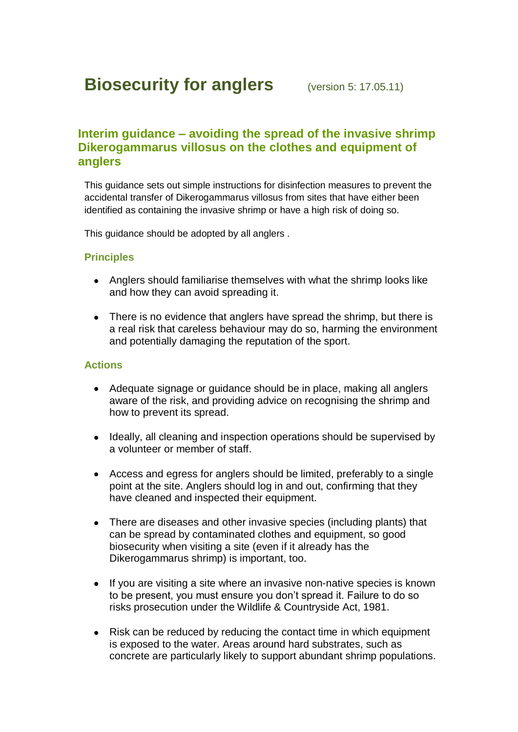# Biosecurity for anglers (version 5: 17.05.11)

## Interim guidance – avoiding the spread of the invasive shrimp Dikerogammarus villosus on the clothes and equipment of anglers

This guidance sets out simple instructions for disinfection measures to prevent the accidental transfer of Dikerogammarus villosus from sites that have either been identified as containing the invasive shrimp or have a high risk of doing so.

This guidance should be adopted by all anglers .

### Principles

- Anglers should familiarise themselves with what the shrimp looks like and how they can avoid spreading it.
- There is no evidence that anglers have spread the shrimp, but there is a real risk that careless behaviour may do so, harming the environment and potentially damaging the reputation of the sport.

### Actions

- Adequate signage or guidance should be in place, making all anglers aware of the risk, and providing advice on recognising the shrimp and how to prevent its spread.
- Ideally, all cleaning and inspection operations should be supervised by a volunteer or member of staff.
- Access and egress for anglers should be limited, preferably to a single point at the site. Anglers should log in and out, confirming that they have cleaned and inspected their equipment.
- There are diseases and other invasive species (including plants) that can be spread by contaminated clothes and equipment, so good biosecurity when visiting a site (even if it already has the Dikerogammarus shrimp) is important, too.
- If you are visiting a site where an invasive non-native species is known to be present, you must ensure you don't spread it. Failure to do so risks prosecution under the Wildlife & Countryside Act, 1981.
- Risk can be reduced by reducing the contact time in which equipment is exposed to the water. Areas around hard substrates, such as concrete are particularly likely to support abundant shrimp populations.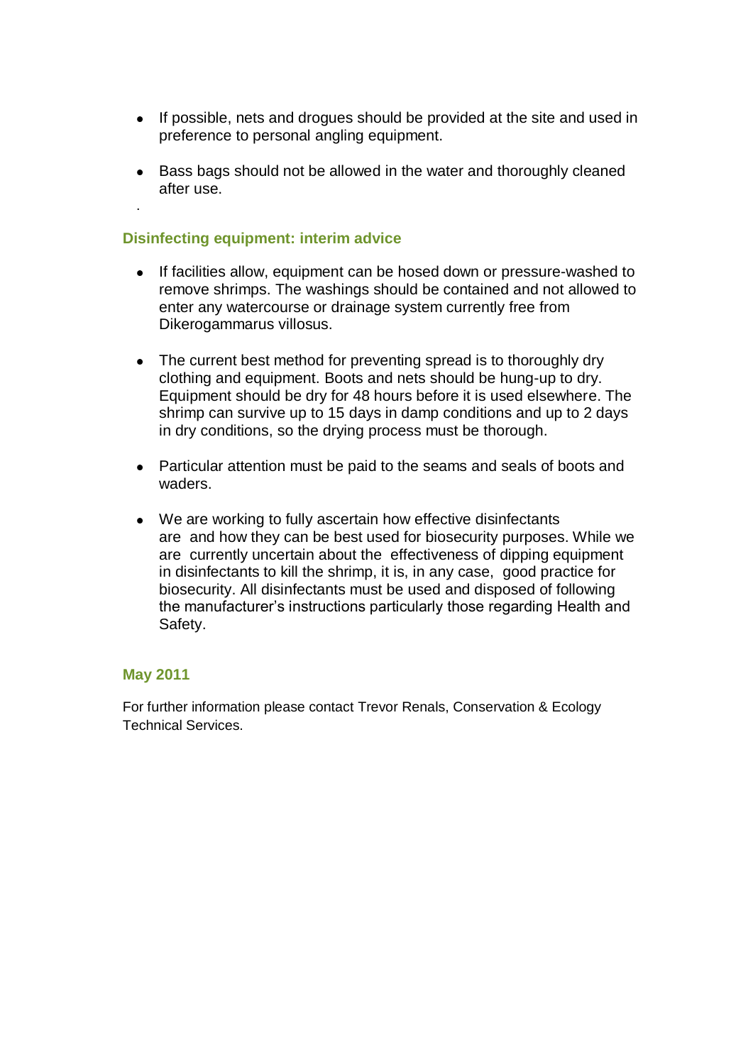- If possible, nets and drogues should be provided at the site and used in preference to personal angling equipment.

- Bass bags should not be allowed in the water and thoroughly cleaned after use.

.

### Disinfecting equipment: interim advice

- If facilities allow, equipment can be hosed down or pressure-washed to remove shrimps. The washings should be contained and not allowed to enter any watercourse or drainage system currently free from Dikerogammarus villosus.

- The current best method for preventing spread is to thoroughly dry clothing and equipment. Boots and nets should be hung-up to dry. Equipment should be dry for 48 hours before it is used elsewhere. The shrimp can survive up to 15 days in damp conditions and up to 2 days in dry conditions, so the drying process must be thorough.

- Particular attention must be paid to the seams and seals of boots and waders.

- We are working to fully ascertain how effective disinfectants are and how they can be best used for biosecurity purposes. While we are currently uncertain about the effectiveness of dipping equipment in disinfectants to kill the shrimp, it is, in any case, good practice for biosecurity. All disinfectants must be used and disposed of following the manufacturer's instructions particularly those regarding Health and Safety.

### May 2011

For further information please contact Trevor Renals, Conservation & Ecology Technical Services.